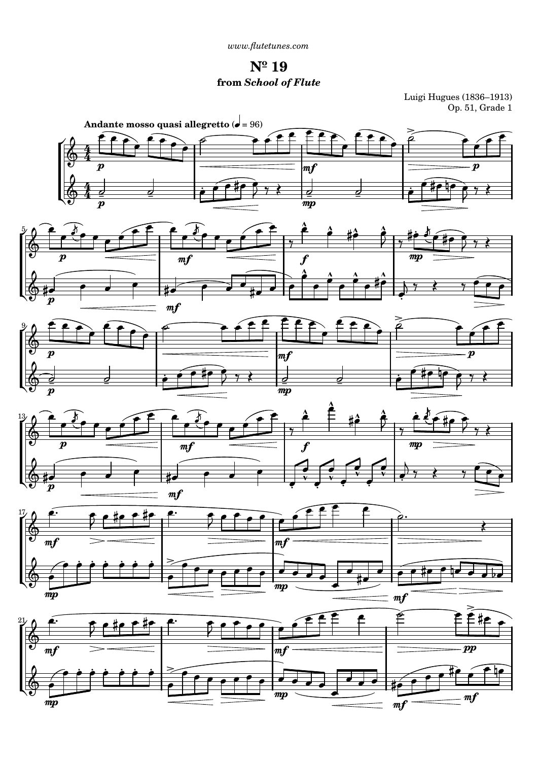www.flutetunes.com

# Nº 19

## from *School of Flute*

Luigi Hugues (1836–1913)
Op. 51, Grade 1

**Andante mosso quasi allegretto** (♩ = 96)